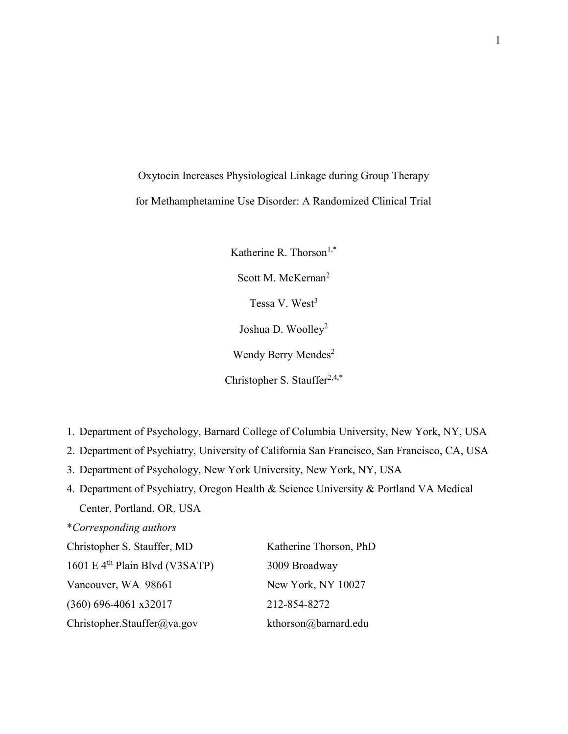# Oxytocin Increases Physiological Linkage during Group Therapy for Methamphetamine Use Disorder: A Randomized Clinical Trial

Katherine R. Thorson[1,*]

Scott M. McKernan[2]

Tessa V. West[3]

Joshua D. Woolley[2]

Wendy Berry Mendes[2]

Christopher S. Stauffer[2,4,*]

1. Department of Psychology, Barnard College of Columbia University, New York, NY, USA
2. Department of Psychiatry, University of California San Francisco, San Francisco, CA, USA
3. Department of Psychology, New York University, New York, NY, USA
4. Department of Psychiatry, Oregon Health & Science University & Portland VA Medical Center, Portland, OR, USA

*\*Corresponding authors*

| Christopher S. Stauffer, MD | Katherine Thorson, PhD |
|---|---|
| 1601 E 4th Plain Blvd (V3SATP) | 3009 Broadway |
| Vancouver, WA 98661 | New York, NY 10027 |
| (360) 696-4061 x32017 | 212-854-8272 |
| Christopher.Stauffer@va.gov | kthorson@barnard.edu |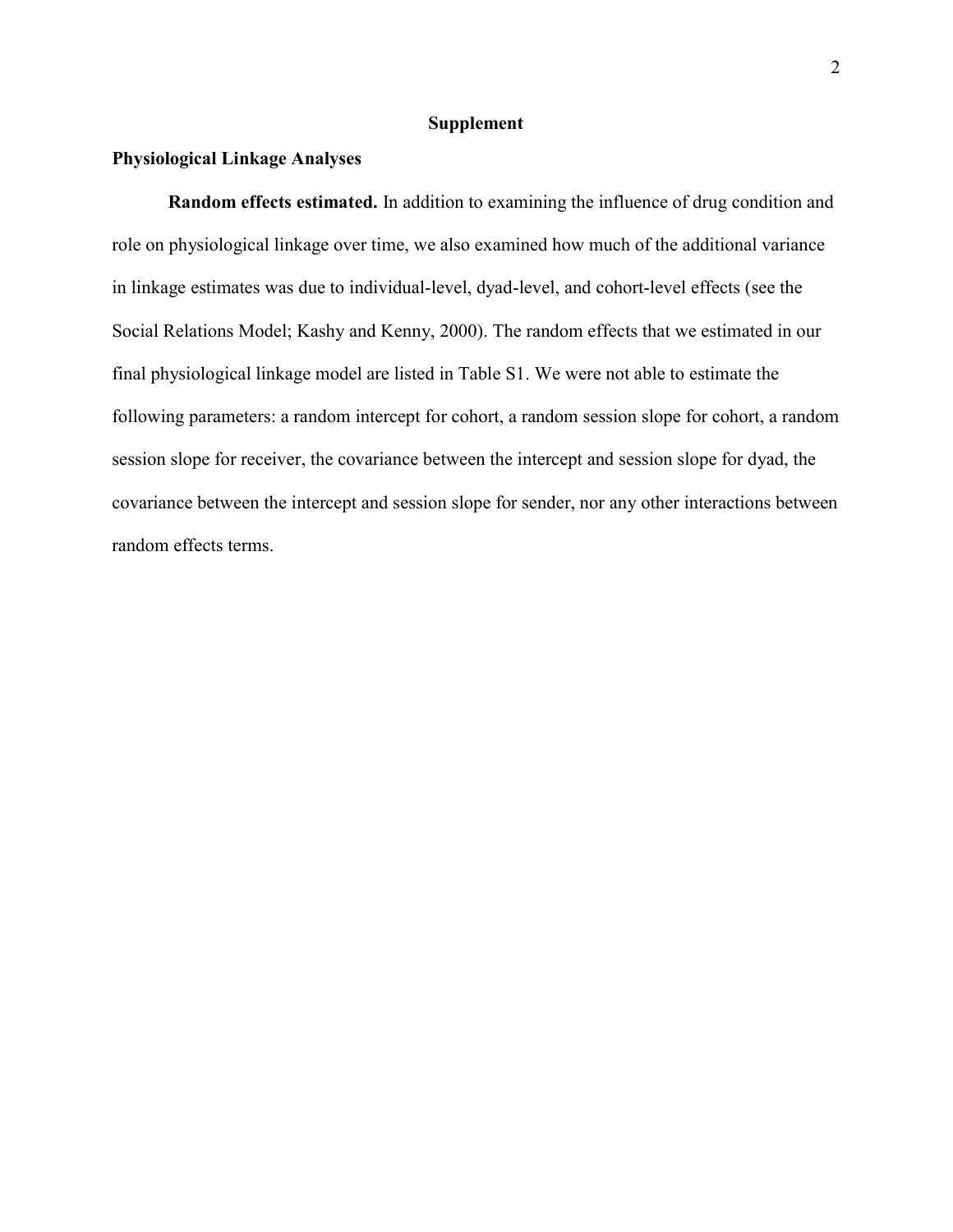# Supplement

## Physiological Linkage Analyses

**Random effects estimated.** In addition to examining the influence of drug condition and role on physiological linkage over time, we also examined how much of the additional variance in linkage estimates was due to individual-level, dyad-level, and cohort-level effects (see the Social Relations Model; Kashy and Kenny, 2000). The random effects that we estimated in our final physiological linkage model are listed in Table S1. We were not able to estimate the following parameters: a random intercept for cohort, a random session slope for cohort, a random session slope for receiver, the covariance between the intercept and session slope for dyad, the covariance between the intercept and session slope for sender, nor any other interactions between random effects terms.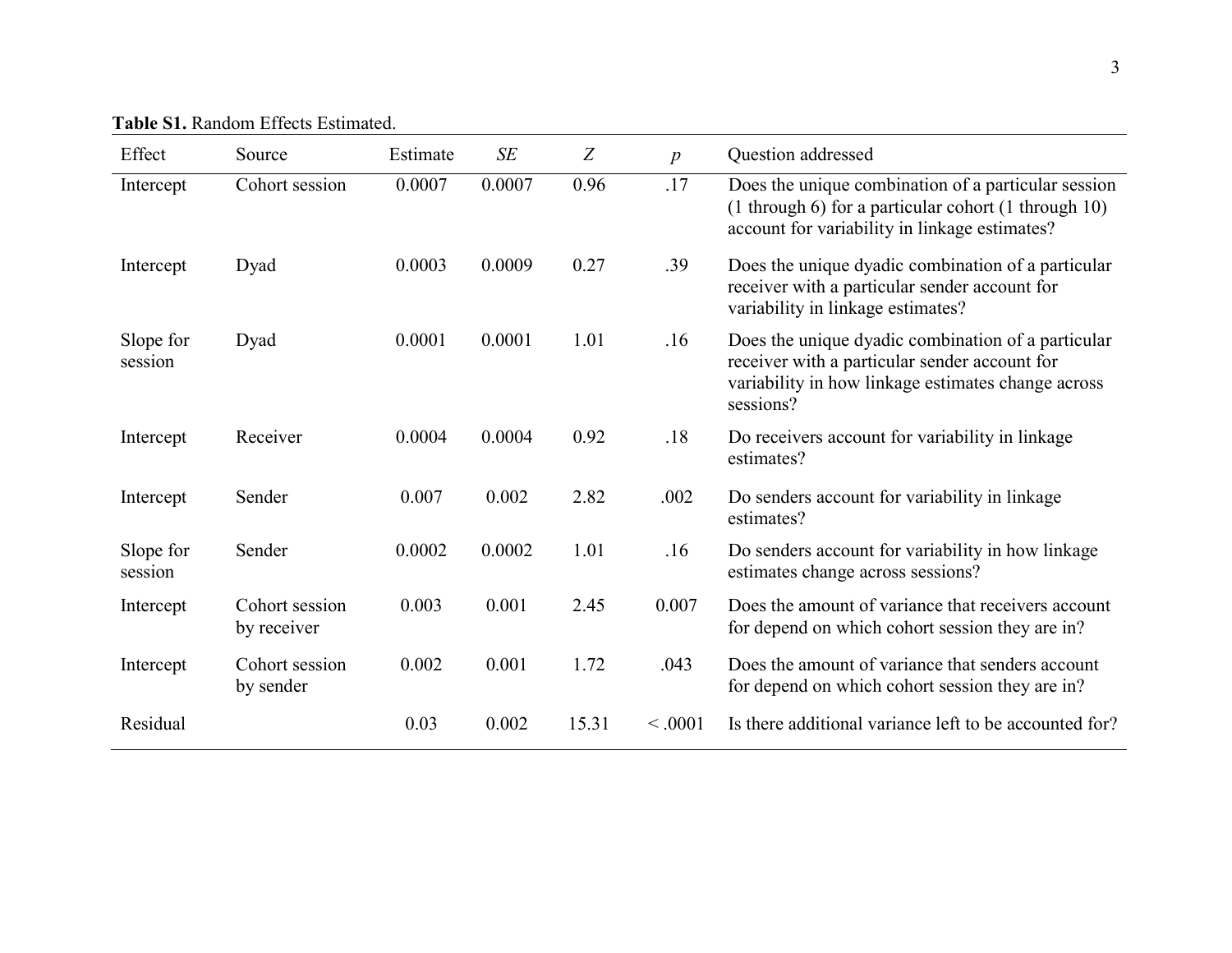**Table S1.** Random Effects Estimated.

| Effect | Source | Estimate | *SE* | *Z* | *p* | Question addressed |
|---|---|---|---|---|---|---|
| Intercept | Cohort session | 0.0007 | 0.0007 | 0.96 | .17 | Does the unique combination of a particular session (1 through 6) for a particular cohort (1 through 10) account for variability in linkage estimates? |
| Intercept | Dyad | 0.0003 | 0.0009 | 0.27 | .39 | Does the unique dyadic combination of a particular receiver with a particular sender account for variability in linkage estimates? |
| Slope for session | Dyad | 0.0001 | 0.0001 | 1.01 | .16 | Does the unique dyadic combination of a particular receiver with a particular sender account for variability in how linkage estimates change across sessions? |
| Intercept | Receiver | 0.0004 | 0.0004 | 0.92 | .18 | Do receivers account for variability in linkage estimates? |
| Intercept | Sender | 0.007 | 0.002 | 2.82 | .002 | Do senders account for variability in linkage estimates? |
| Slope for session | Sender | 0.0002 | 0.0002 | 1.01 | .16 | Do senders account for variability in how linkage estimates change across sessions? |
| Intercept | Cohort session by receiver | 0.003 | 0.001 | 2.45 | 0.007 | Does the amount of variance that receivers account for depend on which cohort session they are in? |
| Intercept | Cohort session by sender | 0.002 | 0.001 | 1.72 | .043 | Does the amount of variance that senders account for depend on which cohort session they are in? |
| Residual | | 0.03 | 0.002 | 15.31 | < .0001 | Is there additional variance left to be accounted for? |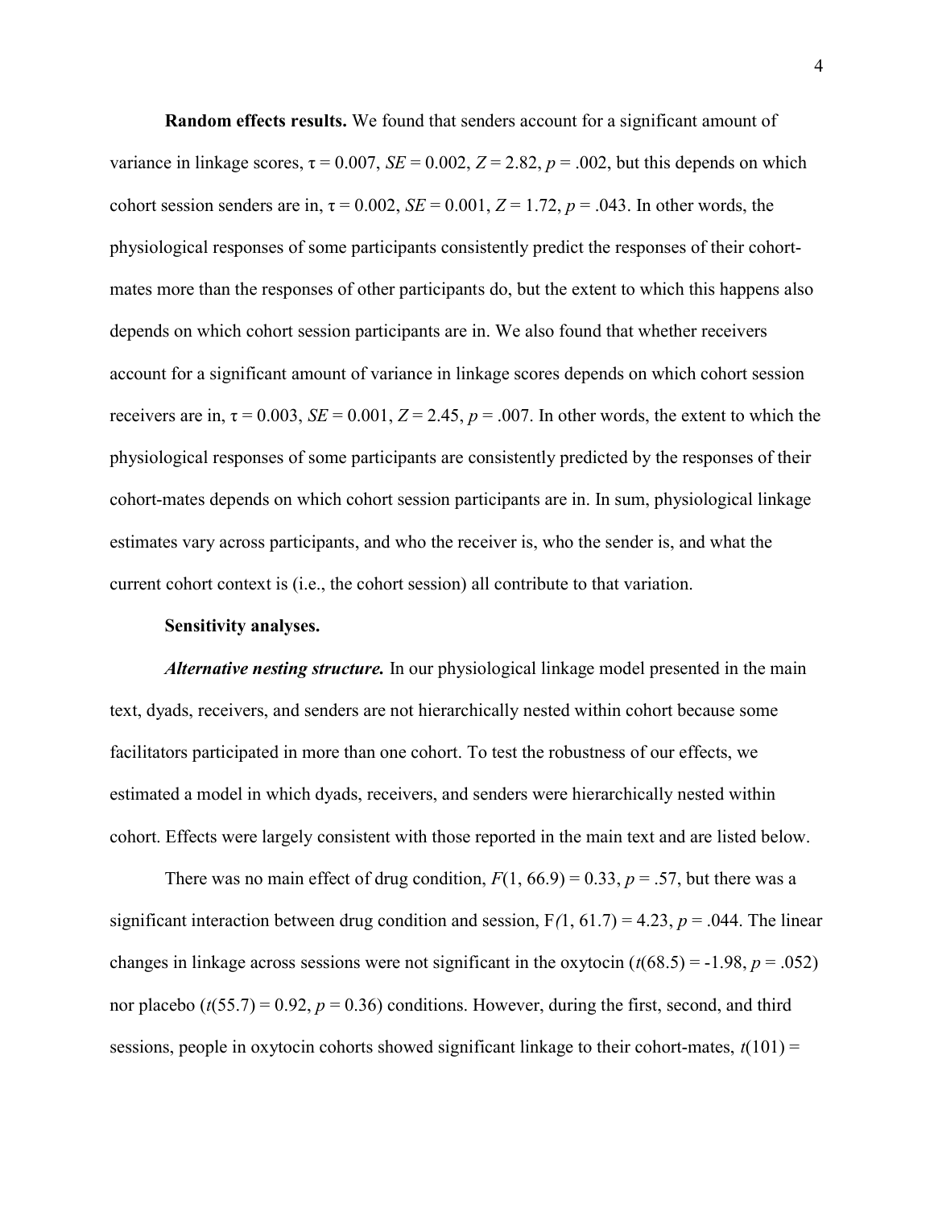**Random effects results.** We found that senders account for a significant amount of variance in linkage scores, $\tau = 0.007$, $SE = 0.002$, $Z = 2.82$, $p = .002$, but this depends on which cohort session senders are in, $\tau = 0.002$, $SE = 0.001$, $Z = 1.72$, $p = .043$. In other words, the physiological responses of some participants consistently predict the responses of their cohort-mates more than the responses of other participants do, but the extent to which this happens also depends on which cohort session participants are in. We also found that whether receivers account for a significant amount of variance in linkage scores depends on which cohort session receivers are in, $\tau = 0.003$, $SE = 0.001$, $Z = 2.45$, $p = .007$. In other words, the extent to which the physiological responses of some participants are consistently predicted by the responses of their cohort-mates depends on which cohort session participants are in. In sum, physiological linkage estimates vary across participants, and who the receiver is, who the sender is, and what the current cohort context is (i.e., the cohort session) all contribute to that variation.

**Sensitivity analyses.**

***Alternative nesting structure.*** In our physiological linkage model presented in the main text, dyads, receivers, and senders are not hierarchically nested within cohort because some facilitators participated in more than one cohort. To test the robustness of our effects, we estimated a model in which dyads, receivers, and senders were hierarchically nested within cohort. Effects were largely consistent with those reported in the main text and are listed below.

There was no main effect of drug condition, $F(1, 66.9) = 0.33$, $p = .57$, but there was a significant interaction between drug condition and session, $F(1, 61.7) = 4.23$, $p = .044$. The linear changes in linkage across sessions were not significant in the oxytocin ($t(68.5) = -1.98$, $p = .052$) nor placebo ($t(55.7) = 0.92$, $p = 0.36$) conditions. However, during the first, second, and third sessions, people in oxytocin cohorts showed significant linkage to their cohort-mates, $t(101) =$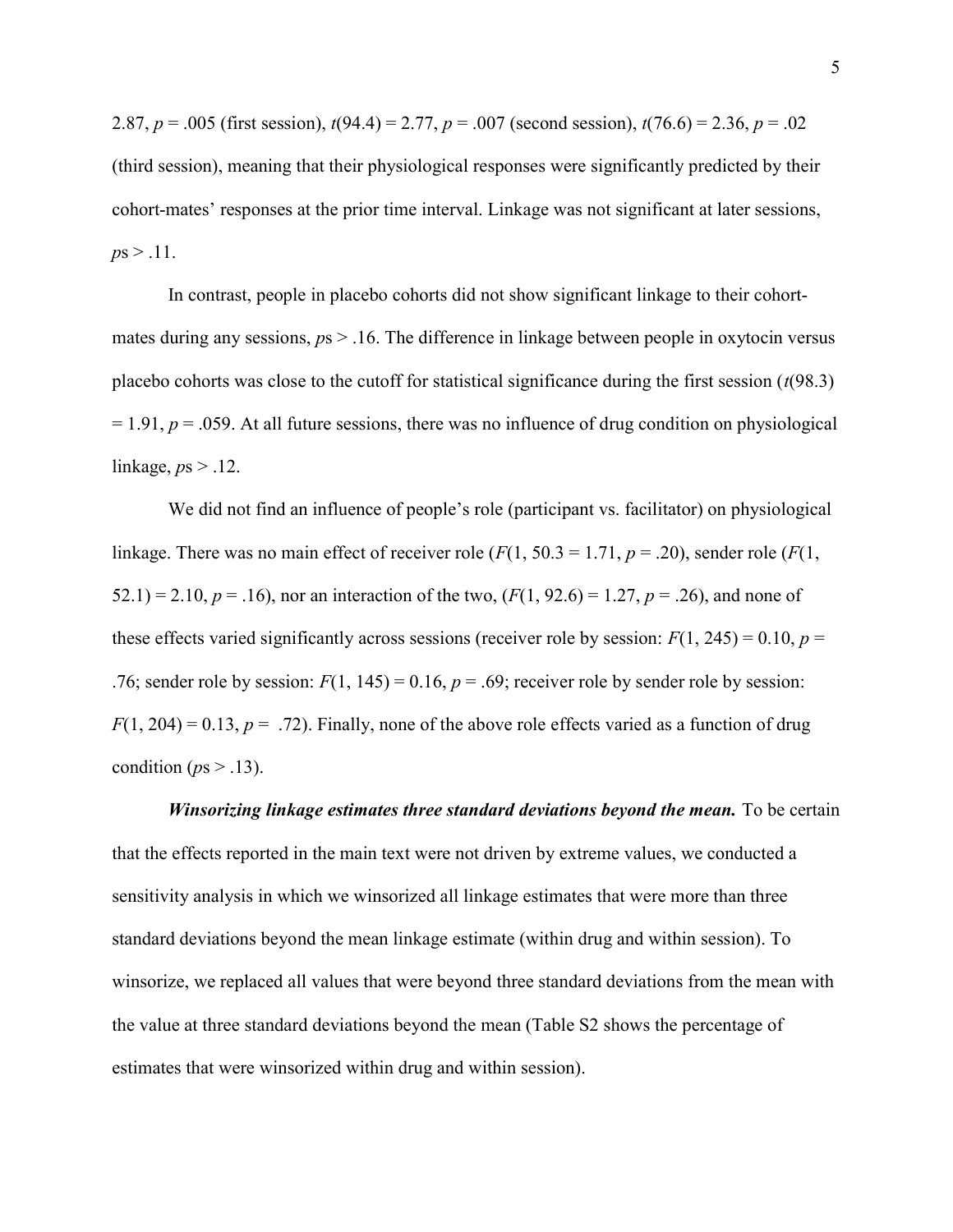2.87, $p = .005$ (first session), $t(94.4) = 2.77$, $p = .007$ (second session), $t(76.6) = 2.36$, $p = .02$ (third session), meaning that their physiological responses were significantly predicted by their cohort-mates' responses at the prior time interval. Linkage was not significant at later sessions, $p$s > .11.

In contrast, people in placebo cohorts did not show significant linkage to their cohort-mates during any sessions, $p$s > .16. The difference in linkage between people in oxytocin versus placebo cohorts was close to the cutoff for statistical significance during the first session ($t(98.3) = 1.91$, $p = .059$. At all future sessions, there was no influence of drug condition on physiological linkage, $p$s > .12.

We did not find an influence of people's role (participant vs. facilitator) on physiological linkage. There was no main effect of receiver role ($F(1, 50.3 = 1.71$, $p = .20$), sender role ($F(1, 52.1) = 2.10$, $p = .16$), nor an interaction of the two, ($F(1, 92.6) = 1.27$, $p = .26$), and none of these effects varied significantly across sessions (receiver role by session: $F(1, 245) = 0.10$, $p = .76$; sender role by session: $F(1, 145) = 0.16$, $p = .69$; receiver role by sender role by session: $F(1, 204) = 0.13$, $p = .72$). Finally, none of the above role effects varied as a function of drug condition ($p$s > .13).

***Winsorizing linkage estimates three standard deviations beyond the mean.*** To be certain that the effects reported in the main text were not driven by extreme values, we conducted a sensitivity analysis in which we winsorized all linkage estimates that were more than three standard deviations beyond the mean linkage estimate (within drug and within session). To winsorize, we replaced all values that were beyond three standard deviations from the mean with the value at three standard deviations beyond the mean (Table S2 shows the percentage of estimates that were winsorized within drug and within session).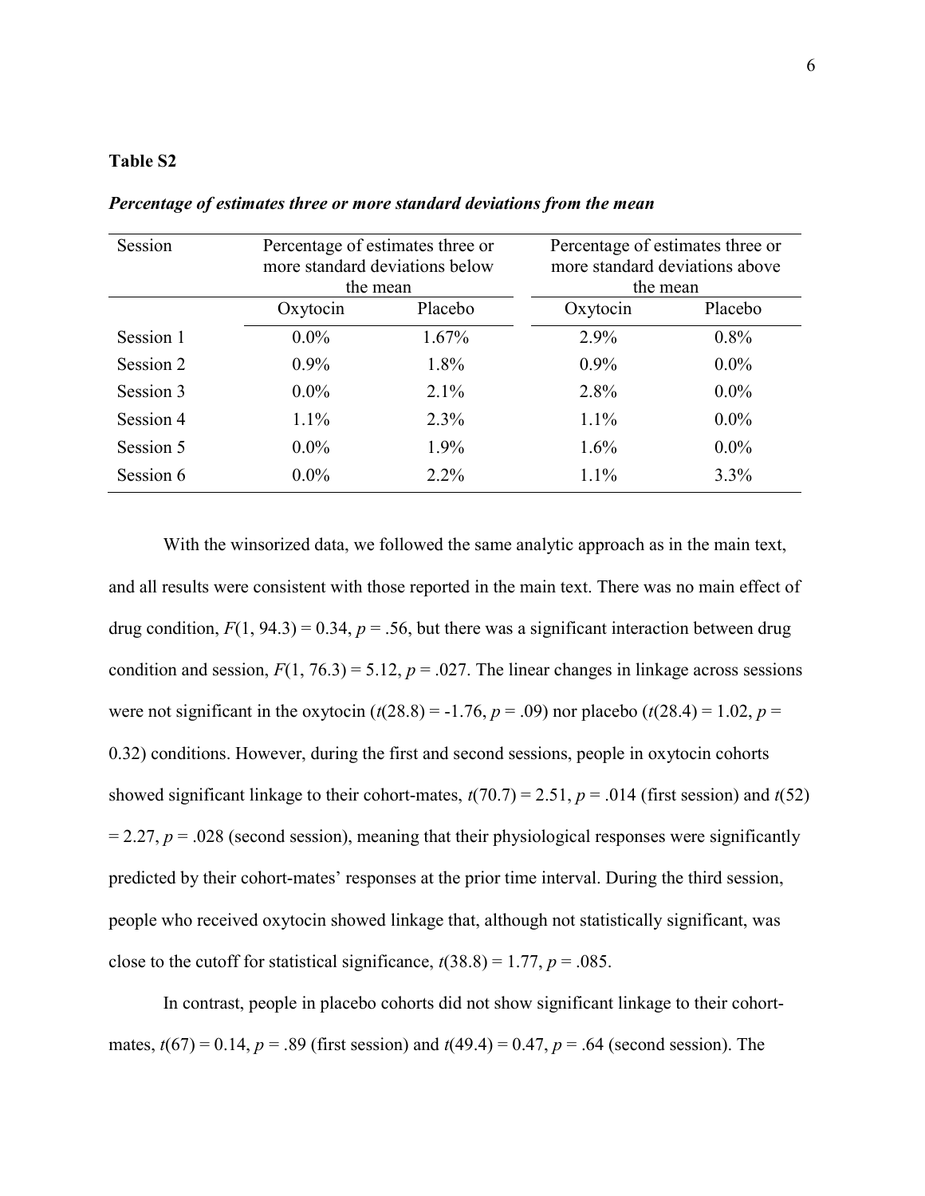**Table S2**

***Percentage of estimates three or more standard deviations from the mean***

| Session | Percentage of estimates three or more standard deviations below the mean | | Percentage of estimates three or more standard deviations above the mean | |
|---|---|---|---|---|
| | Oxytocin | Placebo | Oxytocin | Placebo |
| Session 1 | 0.0% | 1.67% | 2.9% | 0.8% |
| Session 2 | 0.9% | 1.8% | 0.9% | 0.0% |
| Session 3 | 0.0% | 2.1% | 2.8% | 0.0% |
| Session 4 | 1.1% | 2.3% | 1.1% | 0.0% |
| Session 5 | 0.0% | 1.9% | 1.6% | 0.0% |
| Session 6 | 0.0% | 2.2% | 1.1% | 3.3% |

With the winsorized data, we followed the same analytic approach as in the main text, and all results were consistent with those reported in the main text. There was no main effect of drug condition, $F(1, 94.3) = 0.34$, $p = .56$, but there was a significant interaction between drug condition and session, $F(1, 76.3) = 5.12$, $p = .027$. The linear changes in linkage across sessions were not significant in the oxytocin ($t(28.8) = -1.76$, $p = .09$) nor placebo ($t(28.4) = 1.02$, $p = 0.32$) conditions. However, during the first and second sessions, people in oxytocin cohorts showed significant linkage to their cohort-mates, $t(70.7) = 2.51$, $p = .014$ (first session) and $t(52) = 2.27$, $p = .028$ (second session), meaning that their physiological responses were significantly predicted by their cohort-mates' responses at the prior time interval. During the third session, people who received oxytocin showed linkage that, although not statistically significant, was close to the cutoff for statistical significance, $t(38.8) = 1.77$, $p = .085$.

In contrast, people in placebo cohorts did not show significant linkage to their cohort-mates, $t(67) = 0.14$, $p = .89$ (first session) and $t(49.4) = 0.47$, $p = .64$ (second session). The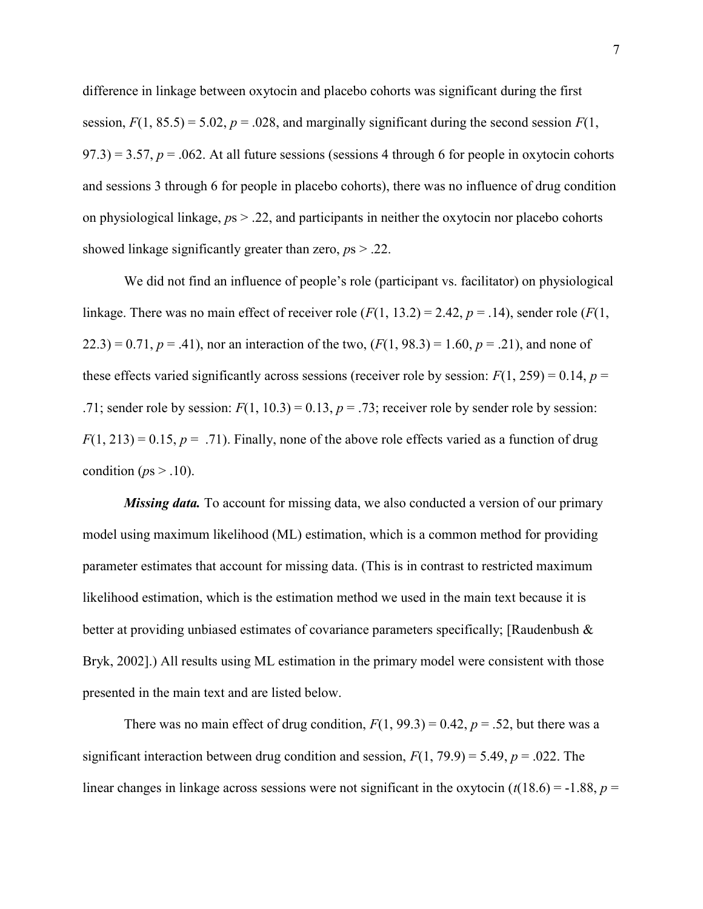difference in linkage between oxytocin and placebo cohorts was significant during the first session, $F(1, 85.5) = 5.02$, $p = .028$, and marginally significant during the second session $F(1, 97.3) = 3.57$, $p = .062$. At all future sessions (sessions 4 through 6 for people in oxytocin cohorts and sessions 3 through 6 for people in placebo cohorts), there was no influence of drug condition on physiological linkage, $p$s > .22, and participants in neither the oxytocin nor placebo cohorts showed linkage significantly greater than zero, $p$s > .22.

We did not find an influence of people's role (participant vs. facilitator) on physiological linkage. There was no main effect of receiver role ($F(1, 13.2) = 2.42$, $p = .14$), sender role ($F(1, 22.3) = 0.71$, $p = .41$), nor an interaction of the two, ($F(1, 98.3) = 1.60$, $p = .21$), and none of these effects varied significantly across sessions (receiver role by session: $F(1, 259) = 0.14$, $p = .71$; sender role by session: $F(1, 10.3) = 0.13$, $p = .73$; receiver role by sender role by session: $F(1, 213) = 0.15$, $p = .71$). Finally, none of the above role effects varied as a function of drug condition ($p$s > .10).

***Missing data.*** To account for missing data, we also conducted a version of our primary model using maximum likelihood (ML) estimation, which is a common method for providing parameter estimates that account for missing data. (This is in contrast to restricted maximum likelihood estimation, which is the estimation method we used in the main text because it is better at providing unbiased estimates of covariance parameters specifically; [Raudenbush & Bryk, 2002].) All results using ML estimation in the primary model were consistent with those presented in the main text and are listed below.

There was no main effect of drug condition, $F(1, 99.3) = 0.42$, $p = .52$, but there was a significant interaction between drug condition and session, $F(1, 79.9) = 5.49$, $p = .022$. The linear changes in linkage across sessions were not significant in the oxytocin ($t(18.6) = -1.88$, $p =$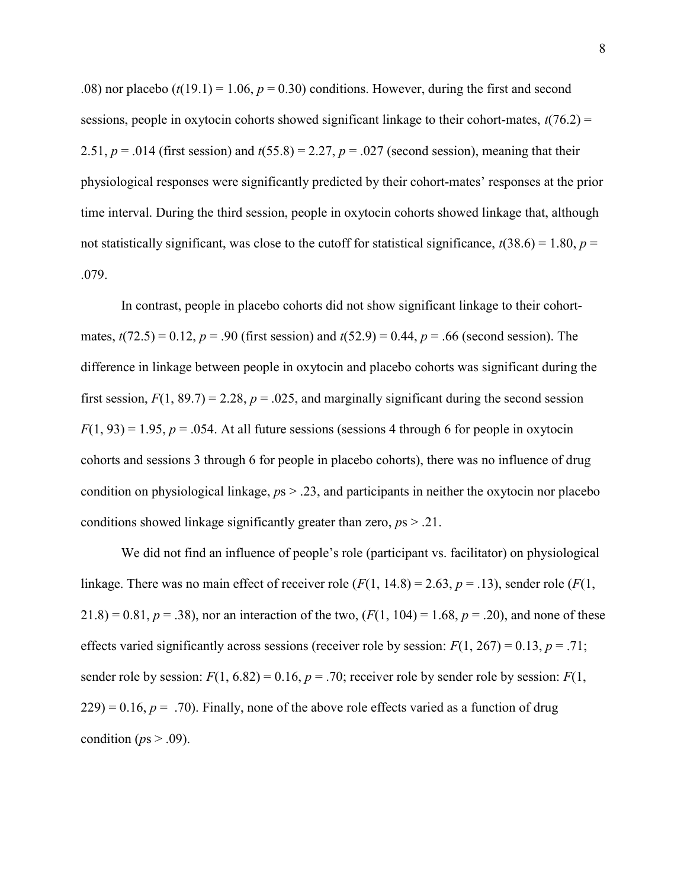.08) nor placebo ($t(19.1) = 1.06$, $p = 0.30$) conditions. However, during the first and second sessions, people in oxytocin cohorts showed significant linkage to their cohort-mates, $t(76.2) = 2.51$, $p = .014$ (first session) and $t(55.8) = 2.27$, $p = .027$ (second session), meaning that their physiological responses were significantly predicted by their cohort-mates' responses at the prior time interval. During the third session, people in oxytocin cohorts showed linkage that, although not statistically significant, was close to the cutoff for statistical significance, $t(38.6) = 1.80$, $p = .079$.

In contrast, people in placebo cohorts did not show significant linkage to their cohort-mates, $t(72.5) = 0.12$, $p = .90$ (first session) and $t(52.9) = 0.44$, $p = .66$ (second session). The difference in linkage between people in oxytocin and placebo cohorts was significant during the first session, $F(1, 89.7) = 2.28$, $p = .025$, and marginally significant during the second session $F(1, 93) = 1.95$, $p = .054$. At all future sessions (sessions 4 through 6 for people in oxytocin cohorts and sessions 3 through 6 for people in placebo cohorts), there was no influence of drug condition on physiological linkage, $p\text{s} > .23$, and participants in neither the oxytocin nor placebo conditions showed linkage significantly greater than zero, $p\text{s} > .21$.

We did not find an influence of people's role (participant vs. facilitator) on physiological linkage. There was no main effect of receiver role ($F(1, 14.8) = 2.63$, $p = .13$), sender role ($F(1, 21.8) = 0.81$, $p = .38$), nor an interaction of the two, ($F(1, 104) = 1.68$, $p = .20$), and none of these effects varied significantly across sessions (receiver role by session: $F(1, 267) = 0.13$, $p = .71$; sender role by session: $F(1, 6.82) = 0.16$, $p = .70$; receiver role by sender role by session: $F(1, 229) = 0.16$, $p = .70$). Finally, none of the above role effects varied as a function of drug condition ($p\text{s} > .09$).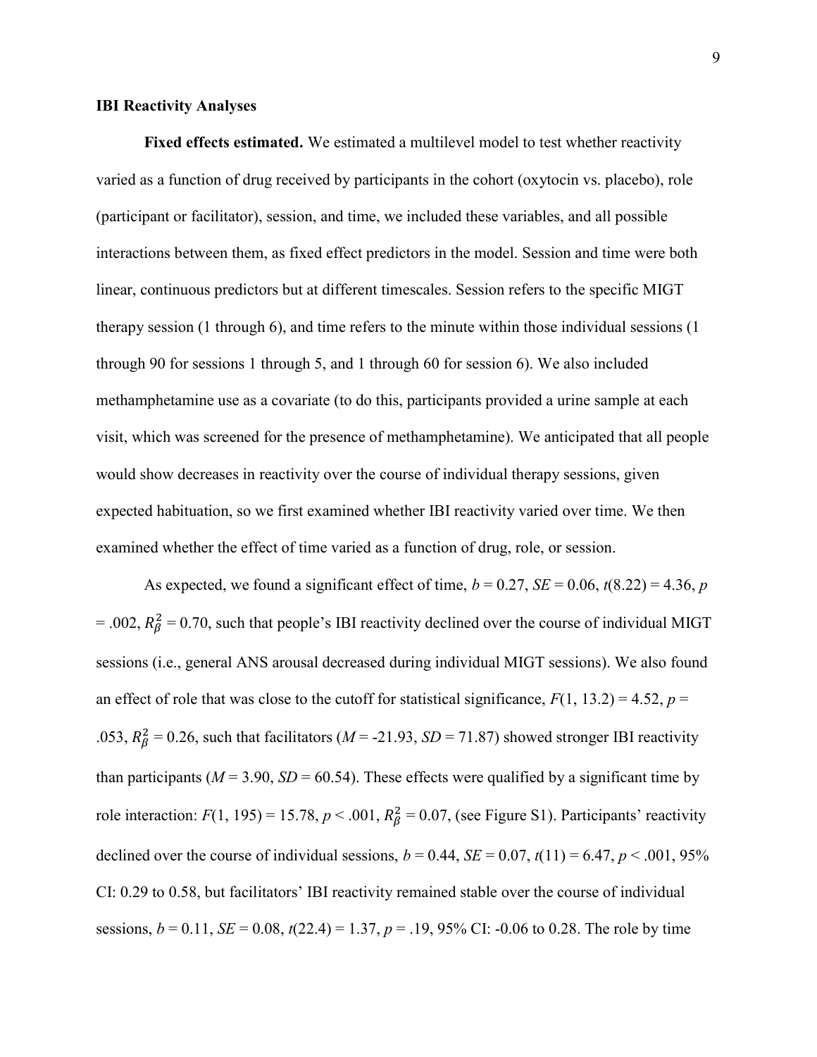**IBI Reactivity Analyses**

**Fixed effects estimated.** We estimated a multilevel model to test whether reactivity varied as a function of drug received by participants in the cohort (oxytocin vs. placebo), role (participant or facilitator), session, and time, we included these variables, and all possible interactions between them, as fixed effect predictors in the model. Session and time were both linear, continuous predictors but at different timescales. Session refers to the specific MIGT therapy session (1 through 6), and time refers to the minute within those individual sessions (1 through 90 for sessions 1 through 5, and 1 through 60 for session 6). We also included methamphetamine use as a covariate (to do this, participants provided a urine sample at each visit, which was screened for the presence of methamphetamine). We anticipated that all people would show decreases in reactivity over the course of individual therapy sessions, given expected habituation, so we first examined whether IBI reactivity varied over time. We then examined whether the effect of time varied as a function of drug, role, or session.

As expected, we found a significant effect of time, $b = 0.27$, $SE = 0.06$, $t(8.22) = 4.36$, $p = .002$, $R^2_\beta = 0.70$, such that people's IBI reactivity declined over the course of individual MIGT sessions (i.e., general ANS arousal decreased during individual MIGT sessions). We also found an effect of role that was close to the cutoff for statistical significance, $F(1, 13.2) = 4.52$, $p = .053$, $R^2_\beta = 0.26$, such that facilitators ($M = -21.93$, $SD = 71.87$) showed stronger IBI reactivity than participants ($M = 3.90$, $SD = 60.54$). These effects were qualified by a significant time by role interaction: $F(1, 195) = 15.78$, $p < .001$, $R^2_\beta = 0.07$, (see Figure S1). Participants' reactivity declined over the course of individual sessions, $b = 0.44$, $SE = 0.07$, $t(11) = 6.47$, $p < .001$, 95% CI: 0.29 to 0.58, but facilitators' IBI reactivity remained stable over the course of individual sessions, $b = 0.11$, $SE = 0.08$, $t(22.4) = 1.37$, $p = .19$, 95% CI: -0.06 to 0.28. The role by time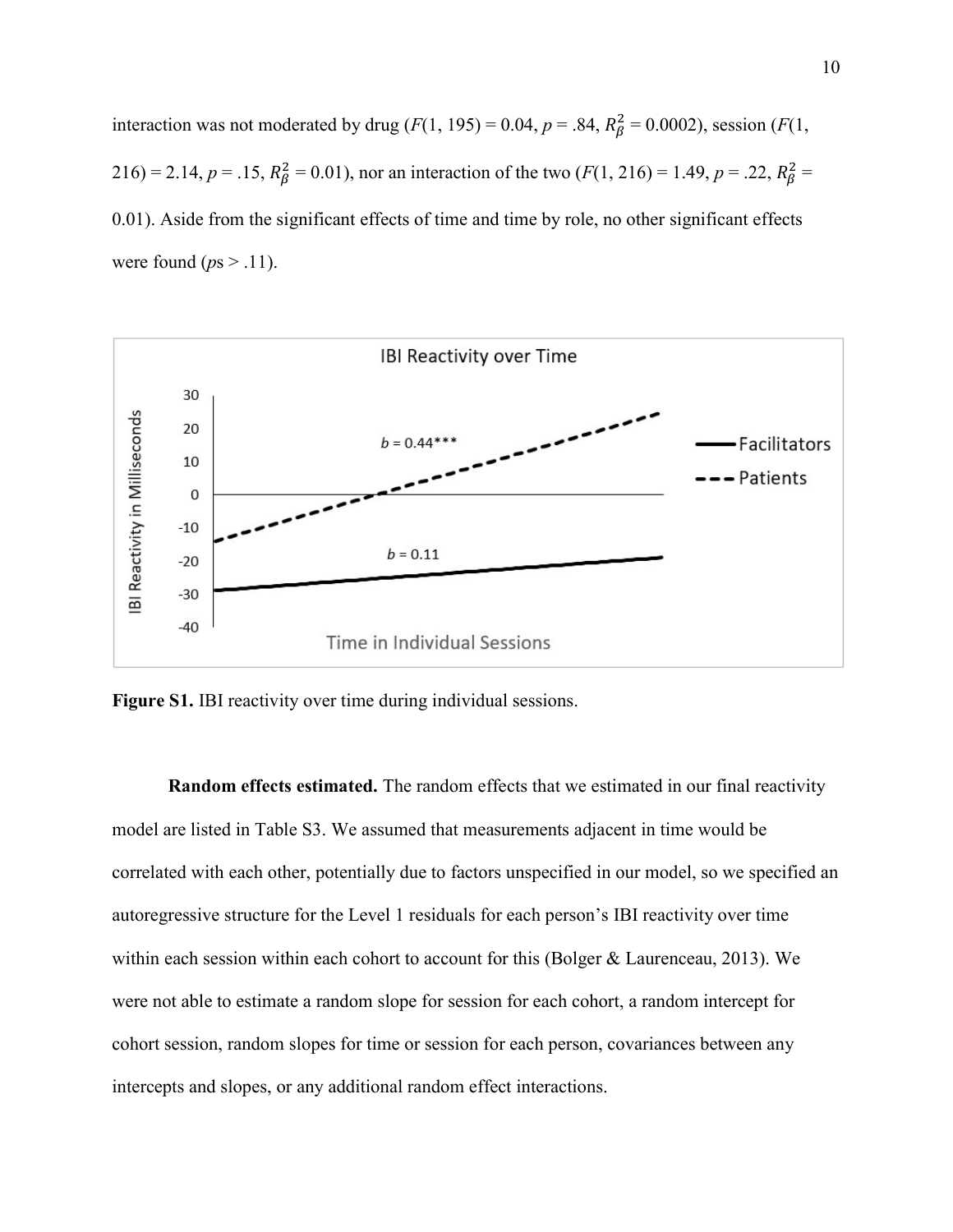interaction was not moderated by drug ($F(1, 195) = 0.04$, $p = .84$, $R_\beta^2 = 0.0002$), session ($F(1, 216) = 2.14$, $p = .15$, $R_\beta^2 = 0.01$), nor an interaction of the two ($F(1, 216) = 1.49$, $p = .22$, $R_\beta^2 = 0.01$). Aside from the significant effects of time and time by role, no other significant effects were found (*p*s > .11).

**Figure S1.** IBI reactivity over time during individual sessions.

**Random effects estimated.** The random effects that we estimated in our final reactivity model are listed in Table S3. We assumed that measurements adjacent in time would be correlated with each other, potentially due to factors unspecified in our model, so we specified an autoregressive structure for the Level 1 residuals for each person's IBI reactivity over time within each session within each cohort to account for this (Bolger & Laurenceau, 2013). We were not able to estimate a random slope for session for each cohort, a random intercept for cohort session, random slopes for time or session for each person, covariances between any intercepts and slopes, or any additional random effect interactions.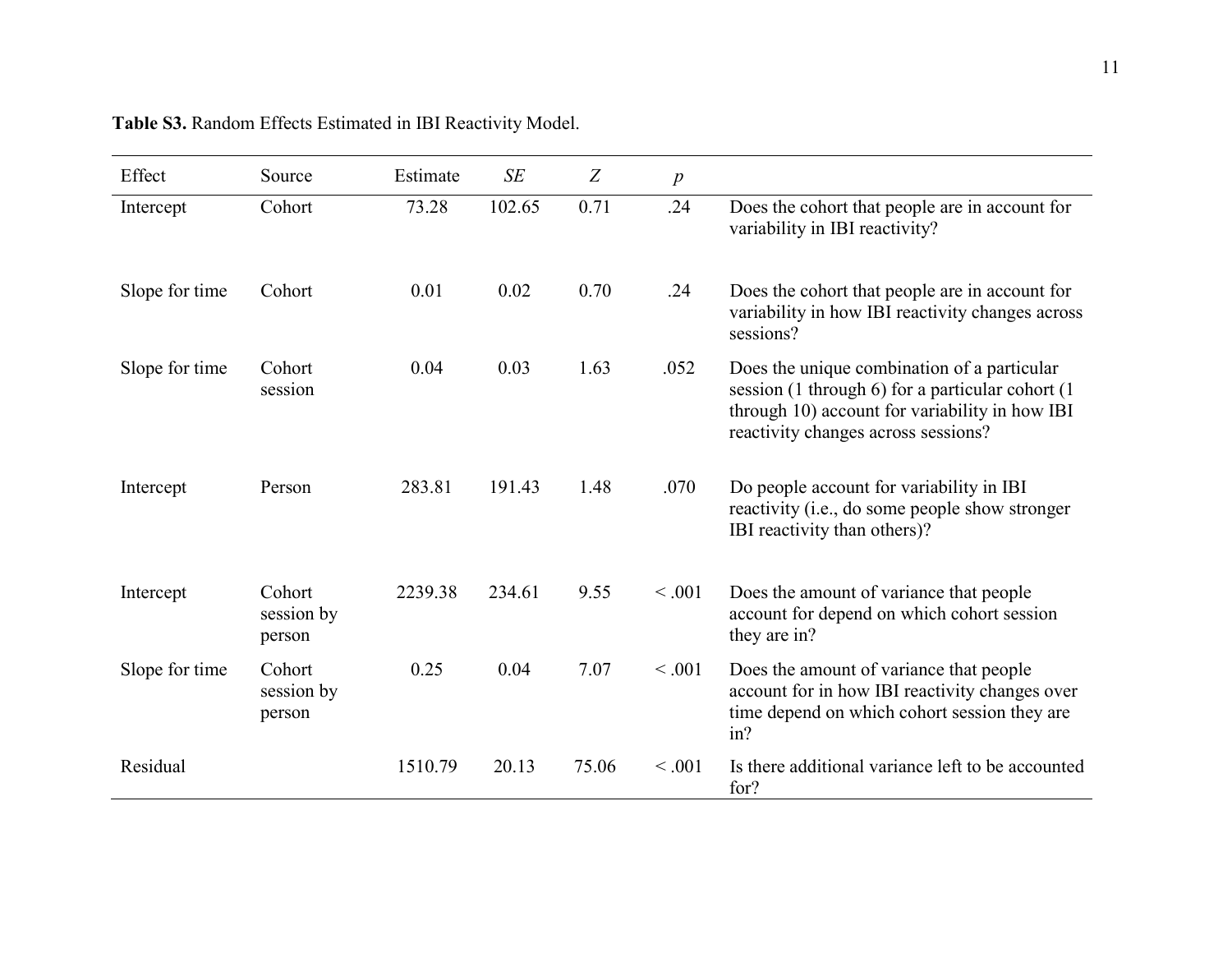**Table S3.** Random Effects Estimated in IBI Reactivity Model.

| Effect | Source | Estimate | *SE* | *Z* | *p* | |
|---|---|---|---|---|---|---|
| Intercept | Cohort | 73.28 | 102.65 | 0.71 | .24 | Does the cohort that people are in account for variability in IBI reactivity? |
| Slope for time | Cohort | 0.01 | 0.02 | 0.70 | .24 | Does the cohort that people are in account for variability in how IBI reactivity changes across sessions? |
| Slope for time | Cohort session | 0.04 | 0.03 | 1.63 | .052 | Does the unique combination of a particular session (1 through 6) for a particular cohort (1 through 10) account for variability in how IBI reactivity changes across sessions? |
| Intercept | Person | 283.81 | 191.43 | 1.48 | .070 | Do people account for variability in IBI reactivity (i.e., do some people show stronger IBI reactivity than others)? |
| Intercept | Cohort session by person | 2239.38 | 234.61 | 9.55 | < .001 | Does the amount of variance that people account for depend on which cohort session they are in? |
| Slope for time | Cohort session by person | 0.25 | 0.04 | 7.07 | < .001 | Does the amount of variance that people account for in how IBI reactivity changes over time depend on which cohort session they are in? |
| Residual | | 1510.79 | 20.13 | 75.06 | < .001 | Is there additional variance left to be accounted for? |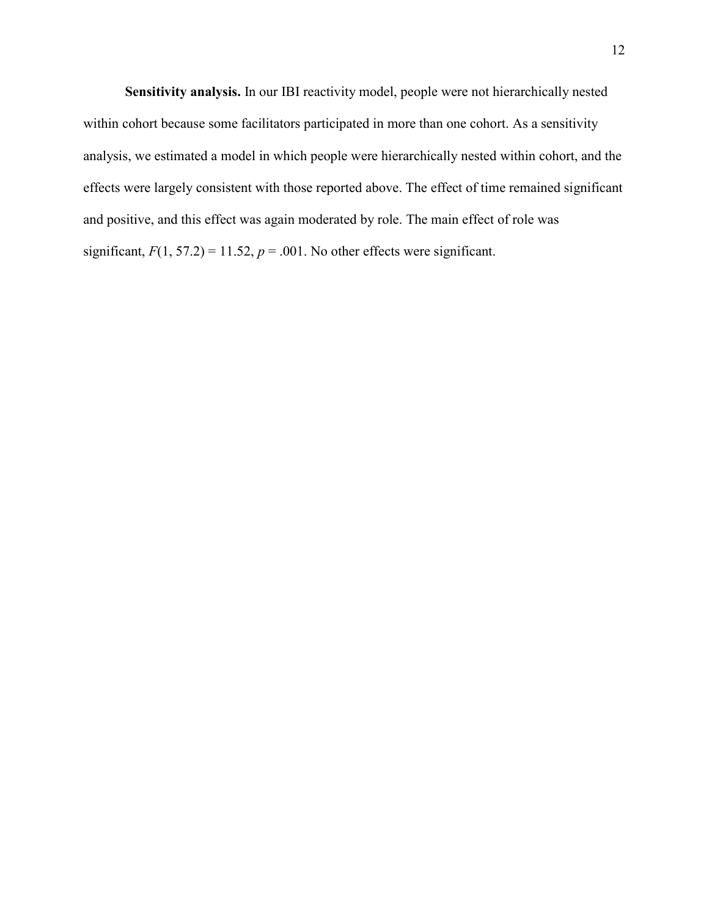**Sensitivity analysis.** In our IBI reactivity model, people were not hierarchically nested within cohort because some facilitators participated in more than one cohort. As a sensitivity analysis, we estimated a model in which people were hierarchically nested within cohort, and the effects were largely consistent with those reported above. The effect of time remained significant and positive, and this effect was again moderated by role. The main effect of role was significant, $F(1, 57.2) = 11.52$, $p = .001$. No other effects were significant.